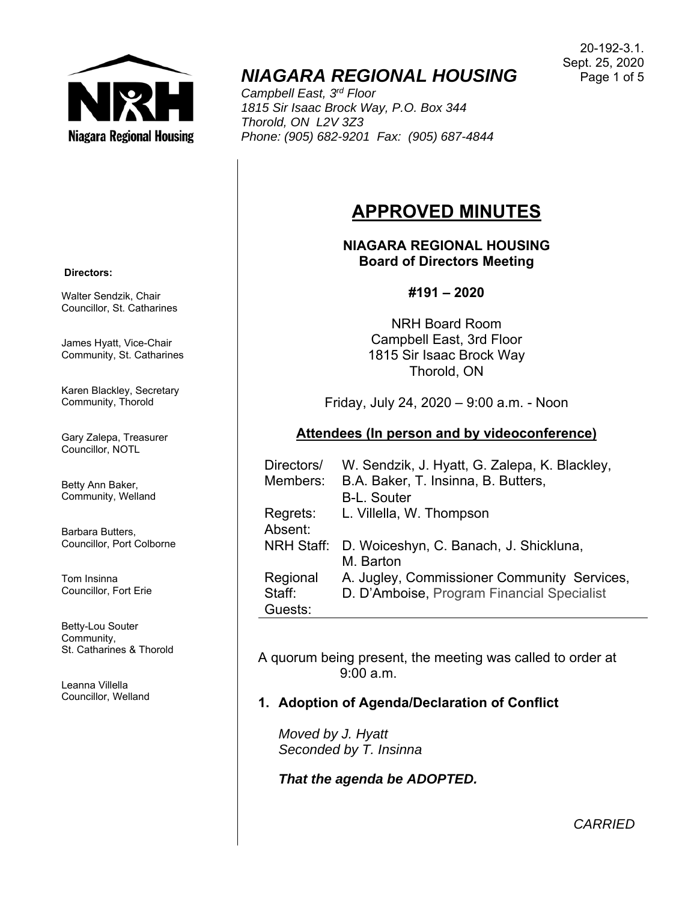20-192-3.1.
Sept. 25, 2020

# NIAGARA REGIONAL HOUSING

*Campbell East, 3rd Floor*
*1815 Sir Isaac Brock Way, P.O. Box 344*
*Thorold, ON L2V 3Z3*
*Phone: (905) 682-9201 Fax: (905) 687-4844*

**Directors:**

Walter Sendzik, Chair
Councillor, St. Catharines

James Hyatt, Vice-Chair
Community, St. Catharines

Karen Blackley, Secretary
Community, Thorold

Gary Zalepa, Treasurer
Councillor, NOTL

Betty Ann Baker,
Community, Welland

Barbara Butters,
Councillor, Port Colborne

Tom Insinna
Councillor, Fort Erie

Betty-Lou Souter
Community,
St. Catharines & Thorold

Leanna Villella
Councillor, Welland

## APPROVED MINUTES

**NIAGARA REGIONAL HOUSING**
**Board of Directors Meeting**

**#191 – 2020**

NRH Board Room
Campbell East, 3rd Floor
1815 Sir Isaac Brock Way
Thorold, ON

Friday, July 24, 2020 – 9:00 a.m. - Noon

**Attendees (In person and by videoconference)**

| | |
|---|---|
| Directors/ Members: | W. Sendzik, J. Hyatt, G. Zalepa, K. Blackley, B.A. Baker, T. Insinna, B. Butters, B-L. Souter |
| Regrets: | L. Villella, W. Thompson |
| Absent: | |
| NRH Staff: | D. Woiceshyn, C. Banach, J. Shickluna, M. Barton |
| Regional Staff: | A. Jugley, Commissioner Community Services, D. D'Amboise, Program Financial Specialist |
| Guests: | |

A quorum being present, the meeting was called to order at 9:00 a.m.

### 1. Adoption of Agenda/Declaration of Conflict

*Moved by J. Hyatt*
*Seconded by T. Insinna*

***That the agenda be ADOPTED.***

*CARRIED*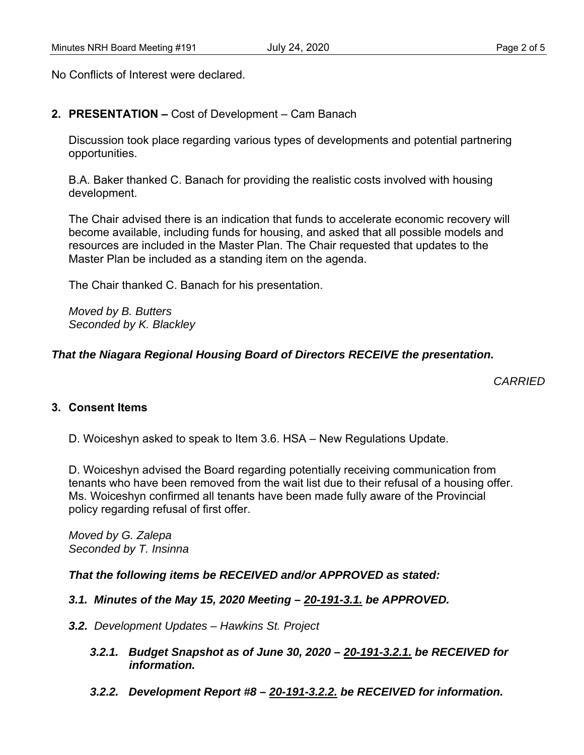No Conflicts of Interest were declared.

**2. PRESENTATION –** Cost of Development – Cam Banach

Discussion took place regarding various types of developments and potential partnering opportunities.

B.A. Baker thanked C. Banach for providing the realistic costs involved with housing development.

The Chair advised there is an indication that funds to accelerate economic recovery will become available, including funds for housing, and asked that all possible models and resources are included in the Master Plan. The Chair requested that updates to the Master Plan be included as a standing item on the agenda.

The Chair thanked C. Banach for his presentation.

*Moved by B. Butters*
*Seconded by K. Blackley*

***That the Niagara Regional Housing Board of Directors RECEIVE the presentation.***

*CARRIED*

**3. Consent Items**

D. Woiceshyn asked to speak to Item 3.6. HSA – New Regulations Update.

D. Woiceshyn advised the Board regarding potentially receiving communication from tenants who have been removed from the wait list due to their refusal of a housing offer. Ms. Woiceshyn confirmed all tenants have been made fully aware of the Provincial policy regarding refusal of first offer.

*Moved by G. Zalepa*
*Seconded by T. Insinna*

***That the following items be RECEIVED and/or APPROVED as stated:***

***3.1. Minutes of the May 15, 2020 Meeting – 20-191-3.1. be APPROVED.***

***3.2.*** *Development Updates – Hawkins St. Project*

***3.2.1. Budget Snapshot as of June 30, 2020 – 20-191-3.2.1. be RECEIVED for information.***

***3.2.2. Development Report #8 – 20-191-3.2.2. be RECEIVED for information.***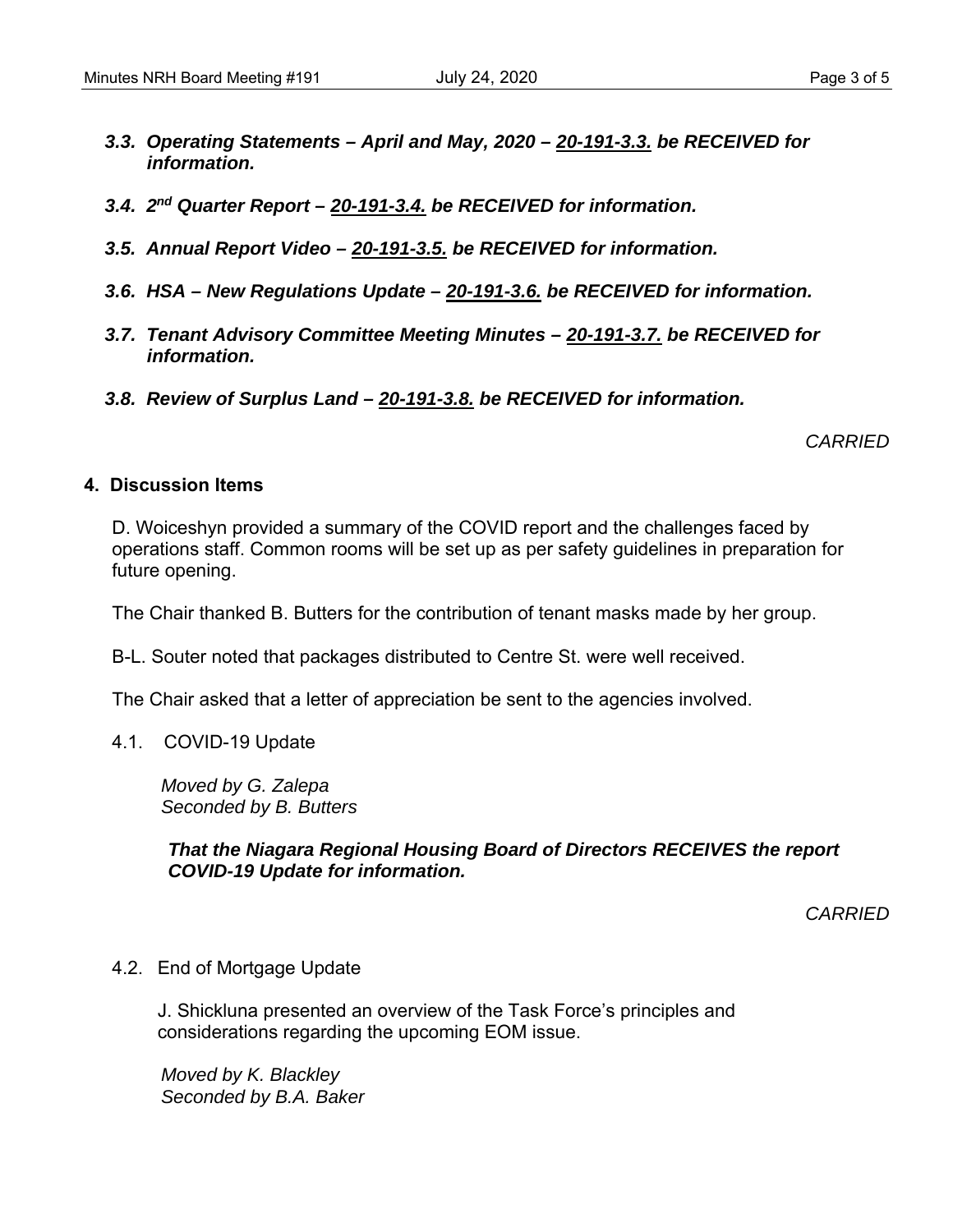***3.3. Operating Statements – April and May, 2020 – <u>20-191-3.3.</u> be RECEIVED for information.***

***3.4. 2nd Quarter Report – <u>20-191-3.4.</u> be RECEIVED for information.***

***3.5. Annual Report Video – <u>20-191-3.5.</u> be RECEIVED for information.***

***3.6. HSA – New Regulations Update – <u>20-191-3.6.</u> be RECEIVED for information.***

***3.7. Tenant Advisory Committee Meeting Minutes – <u>20-191-3.7.</u> be RECEIVED for information.***

***3.8. Review of Surplus Land – <u>20-191-3.8.</u> be RECEIVED for information.***

*CARRIED*

## 4. Discussion Items

D. Woiceshyn provided a summary of the COVID report and the challenges faced by operations staff. Common rooms will be set up as per safety guidelines in preparation for future opening.

The Chair thanked B. Butters for the contribution of tenant masks made by her group.

B-L. Souter noted that packages distributed to Centre St. were well received.

The Chair asked that a letter of appreciation be sent to the agencies involved.

4.1. COVID-19 Update

*Moved by G. Zalepa*
*Seconded by B. Butters*

***That the Niagara Regional Housing Board of Directors RECEIVES the report COVID-19 Update for information.***

*CARRIED*

4.2. End of Mortgage Update

J. Shickluna presented an overview of the Task Force's principles and considerations regarding the upcoming EOM issue.

*Moved by K. Blackley*
*Seconded by B.A. Baker*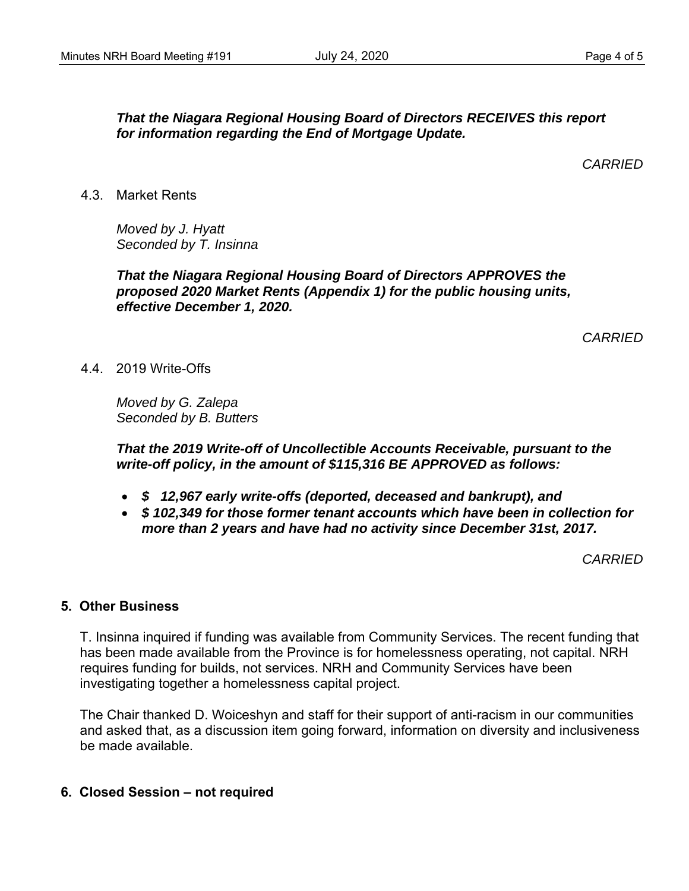***That the Niagara Regional Housing Board of Directors RECEIVES this report for information regarding the End of Mortgage Update.***

*CARRIED*

4.3. Market Rents

*Moved by J. Hyatt*
*Seconded by T. Insinna*

***That the Niagara Regional Housing Board of Directors APPROVES the proposed 2020 Market Rents (Appendix 1) for the public housing units, effective December 1, 2020.***

*CARRIED*

4.4. 2019 Write-Offs

*Moved by G. Zalepa*
*Seconded by B. Butters*

***That the 2019 Write-off of Uncollectible Accounts Receivable, pursuant to the write-off policy, in the amount of $115,316 BE APPROVED as follows:***

- ***$ 12,967 early write-offs (deported, deceased and bankrupt), and***
- ***$ 102,349 for those former tenant accounts which have been in collection for more than 2 years and have had no activity since December 31st, 2017.***

*CARRIED*

## 5. Other Business

T. Insinna inquired if funding was available from Community Services. The recent funding that has been made available from the Province is for homelessness operating, not capital. NRH requires funding for builds, not services. NRH and Community Services have been investigating together a homelessness capital project.

The Chair thanked D. Woiceshyn and staff for their support of anti-racism in our communities and asked that, as a discussion item going forward, information on diversity and inclusiveness be made available.

## 6. Closed Session – not required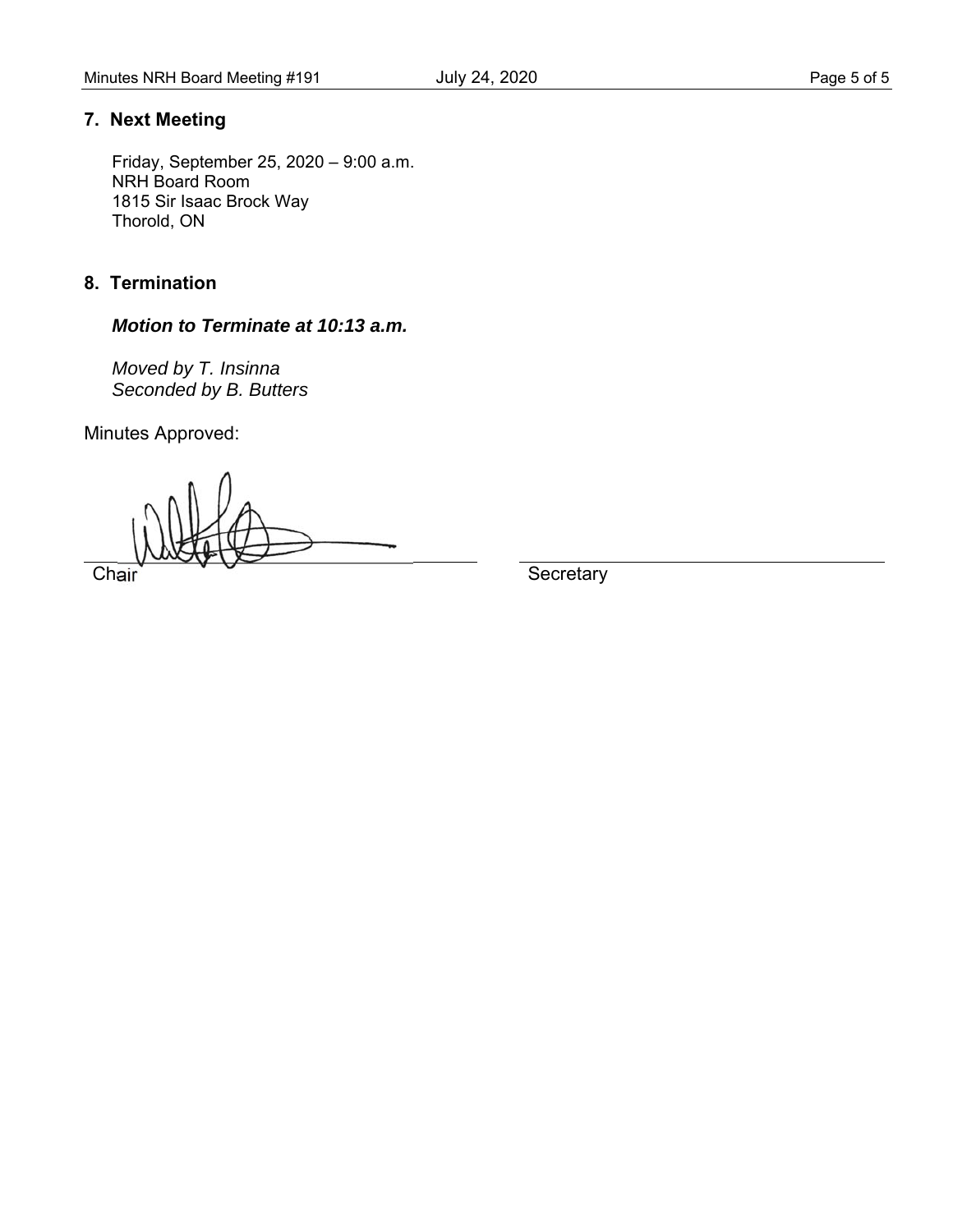## 7. Next Meeting

Friday, September 25, 2020 – 9:00 a.m.
NRH Board Room
1815 Sir Isaac Brock Way
Thorold, ON

## 8. Termination

***Motion to Terminate at 10:13 a.m.***

*Moved by T. Insinna*
*Seconded by B. Butters*

Minutes Approved:

Chair

Secretary